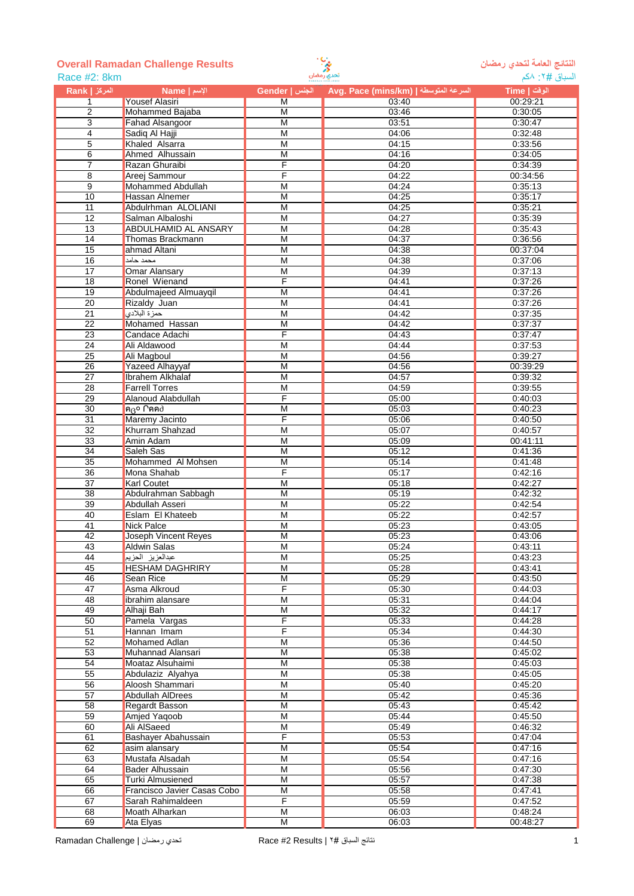## Overall Ramadan Challenge Results

### Race #2: 8km

النتائج العامة لتحدي رمضان

السباق #٢: ٨كم

| Rank \| المركز | Name \| الإسم | Gender \| الجنس | Avg. Pace (mins/km) \| السرعة المتوسطة | Time \| الوقت |
|---|---|---|---|---|
| 1 | Yousef Alasiri | M | 03:40 | 00:29:21 |
| 2 | Mohammed Bajaba | M | 03:46 | 0:30:05 |
| 3 | Fahad Alsangoor | M | 03:51 | 0:30:47 |
| 4 | Sadiq Al Hajji | M | 04:06 | 0:32:48 |
| 5 | Khaled Alsarra | M | 04:15 | 0:33:56 |
| 6 | Ahmed Alhussain | M | 04:16 | 0:34:05 |
| 7 | Razan Ghuraibi | F | 04:20 | 0:34:39 |
| 8 | Areej Sammour | F | 04:22 | 00:34:56 |
| 9 | Mohammed Abdullah | M | 04:24 | 0:35:13 |
| 10 | Hassan Alnemer | M | 04:25 | 0:35:17 |
| 11 | Abdulrhman ALOLIANI | M | 04:25 | 0:35:21 |
| 12 | Salman Albaloshi | M | 04:27 | 0:35:39 |
| 13 | ABDULHAMID AL ANSARY | M | 04:28 | 0:35:43 |
| 14 | Thomas Brackmann | M | 04:37 | 0:36:56 |
| 15 | ahmad Altani | M | 04:38 | 00:37:04 |
| 16 | محمد حامد | M | 04:38 | 0:37:06 |
| 17 | Omar Alansary | M | 04:39 | 0:37:13 |
| 18 | Ronel Wienand | F | 04:41 | 0:37:26 |
| 19 | Abdulmajeed Almuayqil | M | 04:41 | 0:37:26 |
| 20 | Rizaldy Juan | M | 04:41 | 0:37:26 |
| 21 | حمزة البلادي | M | 04:42 | 0:37:35 |
| 22 | Mohamed Hassan | M | 04:42 | 0:37:37 |
| 23 | Candace Adachi | F | 04:43 | 0:37:47 |
| 24 | Ali Aldawood | M | 04:44 | 0:37:53 |
| 25 | Ali Magboul | M | 04:56 | 0:39:27 |
| 26 | Yazeed Alhayyaf | M | 04:56 | 00:39:29 |
| 27 | Ibrahem Alkhalaf | M | 04:57 | 0:39:32 |
| 28 | Farrell Torres | M | 04:59 | 0:39:55 |
| 29 | Alanoud Alabdullah | F | 05:00 | 0:40:03 |
| 30 | ፍሬው ሮጫፀ | M | 05:03 | 0:40:23 |
| 31 | Maremy Jacinto | F | 05:06 | 0:40:50 |
| 32 | Khurram Shahzad | M | 05:07 | 0:40:57 |
| 33 | Amin Adam | M | 05:09 | 00:41:11 |
| 34 | Saleh Sas | M | 05:12 | 0:41:36 |
| 35 | Mohammed Al Mohsen | M | 05:14 | 0:41:48 |
| 36 | Mona Shahab | F | 05:17 | 0:42:16 |
| 37 | Karl Coutet | M | 05:18 | 0:42:27 |
| 38 | Abdulrahman Sabbagh | M | 05:19 | 0:42:32 |
| 39 | Abdullah Asseri | M | 05:22 | 0:42:54 |
| 40 | Eslam El Khateeb | M | 05:22 | 0:42:57 |
| 41 | Nick Palce | M | 05:23 | 0:43:05 |
| 42 | Joseph Vincent Reyes | M | 05:23 | 0:43:06 |
| 43 | Aldwin Salas | M | 05:24 | 0:43:11 |
| 44 | عبدالعزيز الحزيم | M | 05:25 | 0:43:23 |
| 45 | HESHAM DAGHRIRY | M | 05:28 | 0:43:41 |
| 46 | Sean Rice | M | 05:29 | 0:43:50 |
| 47 | Asma Alkroud | F | 05:30 | 0:44:03 |
| 48 | ibrahim alansare | M | 05:31 | 0:44:04 |
| 49 | Alhaji Bah | M | 05:32 | 0:44:17 |
| 50 | Pamela Vargas | F | 05:33 | 0:44:28 |
| 51 | Hannan Imam | F | 05:34 | 0:44:30 |
| 52 | Mohamed Adlan | M | 05:36 | 0:44:50 |
| 53 | Muhannad Alansari | M | 05:38 | 0:45:02 |
| 54 | Moataz Alsuhaimi | M | 05:38 | 0:45:03 |
| 55 | Abdulaziz Alyahya | M | 05:38 | 0:45:05 |
| 56 | Aloosh Shammari | M | 05:40 | 0:45:20 |
| 57 | Abdullah AlDrees | M | 05:42 | 0:45:36 |
| 58 | Regardt Basson | M | 05:43 | 0:45:42 |
| 59 | Amjed Yaqoob | M | 05:44 | 0:45:50 |
| 60 | Ali AlSaeed | M | 05:49 | 0:46:32 |
| 61 | Bashayer Abahussain | F | 05:53 | 0:47:04 |
| 62 | asim alansary | M | 05:54 | 0:47:16 |
| 63 | Mustafa Alsadah | M | 05:54 | 0:47:16 |
| 64 | Bader Alhussain | M | 05:56 | 0:47:30 |
| 65 | Turki Almusiened | M | 05:57 | 0:47:38 |
| 66 | Francisco Javier Casas Cobo | M | 05:58 | 0:47:41 |
| 67 | Sarah Rahimaldeen | F | 05:59 | 0:47:52 |
| 68 | Moath Alharkan | M | 06:03 | 0:48:24 |
| 69 | Ata Elyas | M | 06:03 | 00:48:27 |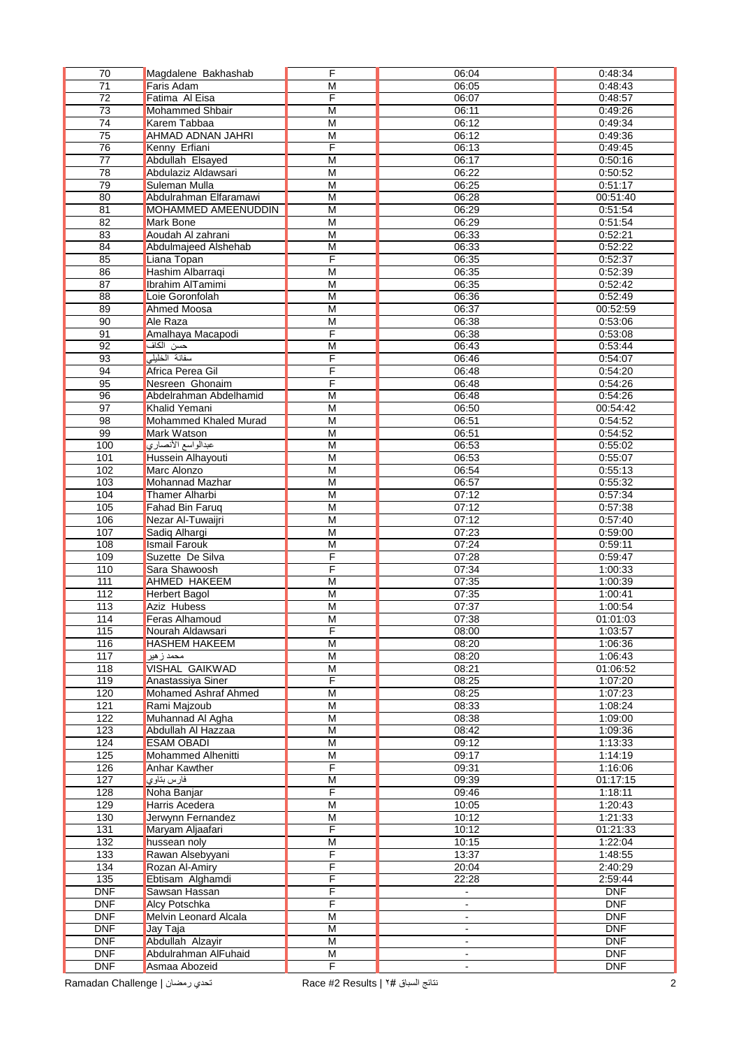| | | | | |
|---|---|---|---|---|
| 70 | Magdalene Bakhashab | F | 06:04 | 0:48:34 |
| 71 | Faris Adam | M | 06:05 | 0:48:43 |
| 72 | Fatima Al Eisa | F | 06:07 | 0:48:57 |
| 73 | Mohammed Shbair | M | 06:11 | 0:49:26 |
| 74 | Karem Tabbaa | M | 06:12 | 0:49:34 |
| 75 | AHMAD ADNAN JAHRI | M | 06:12 | 0:49:36 |
| 76 | Kenny Erfiani | F | 06:13 | 0:49:45 |
| 77 | Abdullah Elsayed | M | 06:17 | 0:50:16 |
| 78 | Abdulaziz Aldawsari | M | 06:22 | 0:50:52 |
| 79 | Suleman Mulla | M | 06:25 | 0:51:17 |
| 80 | Abdulrahman Elfaramawi | M | 06:28 | 00:51:40 |
| 81 | MOHAMMED AMEENUDDIN | M | 06:29 | 0:51:54 |
| 82 | Mark Bone | M | 06:29 | 0:51:54 |
| 83 | Aoudah Al zahrani | M | 06:33 | 0:52:21 |
| 84 | Abdulmajeed Alshehab | M | 06:33 | 0:52:22 |
| 85 | Liana Topan | F | 06:35 | 0:52:37 |
| 86 | Hashim Albarraqi | M | 06:35 | 0:52:39 |
| 87 | Ibrahim AlTamimi | M | 06:35 | 0:52:42 |
| 88 | Loie Goronfolah | M | 06:36 | 0:52:49 |
| 89 | Ahmed Moosa | M | 06:37 | 00:52:59 |
| 90 | Ale Raza | M | 06:38 | 0:53:06 |
| 91 | Amalhaya Macapodi | F | 06:38 | 0:53:08 |
| 92 | حسن الكاف | M | 06:43 | 0:53:44 |
| 93 | سفانة الخليلي | F | 06:46 | 0:54:07 |
| 94 | Africa Perea Gil | F | 06:48 | 0:54:20 |
| 95 | Nesreen Ghonaim | F | 06:48 | 0:54:26 |
| 96 | Abdelrahman Abdelhamid | M | 06:48 | 0:54:26 |
| 97 | Khalid Yemani | M | 06:50 | 00:54:42 |
| 98 | Mohammed Khaled Murad | M | 06:51 | 0:54:52 |
| 99 | Mark Watson | M | 06:51 | 0:54:52 |
| 100 | عبدالواسع الأنصاري | M | 06:53 | 0:55:02 |
| 101 | Hussein Alhayouti | M | 06:53 | 0:55:07 |
| 102 | Marc Alonzo | M | 06:54 | 0:55:13 |
| 103 | Mohannad Mazhar | M | 06:57 | 0:55:32 |
| 104 | Thamer Alharbi | M | 07:12 | 0:57:34 |
| 105 | Fahad Bin Faruq | M | 07:12 | 0:57:38 |
| 106 | Nezar Al-Tuwaijri | M | 07:12 | 0:57:40 |
| 107 | Sadiq Alhargi | M | 07:23 | 0:59:00 |
| 108 | Ismail Farouk | M | 07:24 | 0:59:11 |
| 109 | Suzette De Silva | F | 07:28 | 0:59:47 |
| 110 | Sara Shawoosh | F | 07:34 | 1:00:33 |
| 111 | AHMED HAKEEM | M | 07:35 | 1:00:39 |
| 112 | Herbert Bagol | M | 07:35 | 1:00:41 |
| 113 | Aziz Hubess | M | 07:37 | 1:00:54 |
| 114 | Feras Alhamoud | M | 07:38 | 01:01:03 |
| 115 | Nourah Aldawsari | F | 08:00 | 1:03:57 |
| 116 | HASHEM HAKEEM | M | 08:20 | 1:06:36 |
| 117 | محمد زهير | M | 08:20 | 1:06:43 |
| 118 | VISHAL GAIKWAD | M | 08:21 | 01:06:52 |
| 119 | Anastassiya Siner | F | 08:25 | 1:07:20 |
| 120 | Mohamed Ashraf Ahmed | M | 08:25 | 1:07:23 |
| 121 | Rami Majzoub | M | 08:33 | 1:08:24 |
| 122 | Muhannad Al Agha | M | 08:38 | 1:09:00 |
| 123 | Abdullah Al Hazzaa | M | 08:42 | 1:09:36 |
| 124 | ESAM OBADI | M | 09:12 | 1:13:33 |
| 125 | Mohammed Alhenitti | M | 09:17 | 1:14:19 |
| 126 | Anhar Kawther | F | 09:31 | 1:16:06 |
| 127 | فارس بتاوي | M | 09:39 | 01:17:15 |
| 128 | Noha Banjar | F | 09:46 | 1:18:11 |
| 129 | Harris Acedera | M | 10:05 | 1:20:43 |
| 130 | Jerwynn Fernandez | M | 10:12 | 1:21:33 |
| 131 | Maryam Aljaafari | F | 10:12 | 01:21:33 |
| 132 | hussean noly | M | 10:15 | 1:22:04 |
| 133 | Rawan Alsebyyani | F | 13:37 | 1:48:55 |
| 134 | Rozan Al-Amiry | F | 20:04 | 2:40:29 |
| 135 | Ebtisam Alghamdi | F | 22:28 | 2:59:44 |
| DNF | Sawsan Hassan | F | - | DNF |
| DNF | Alcy Potschka | F | - | DNF |
| DNF | Melvin Leonard Alcala | M | - | DNF |
| DNF | Jay Taja | M | - | DNF |
| DNF | Abdullah Alzayir | M | - | DNF |
| DNF | Abdulrahman AlFuhaid | M | - | DNF |
| DNF | Asmaa Abozeid | F | - | DNF |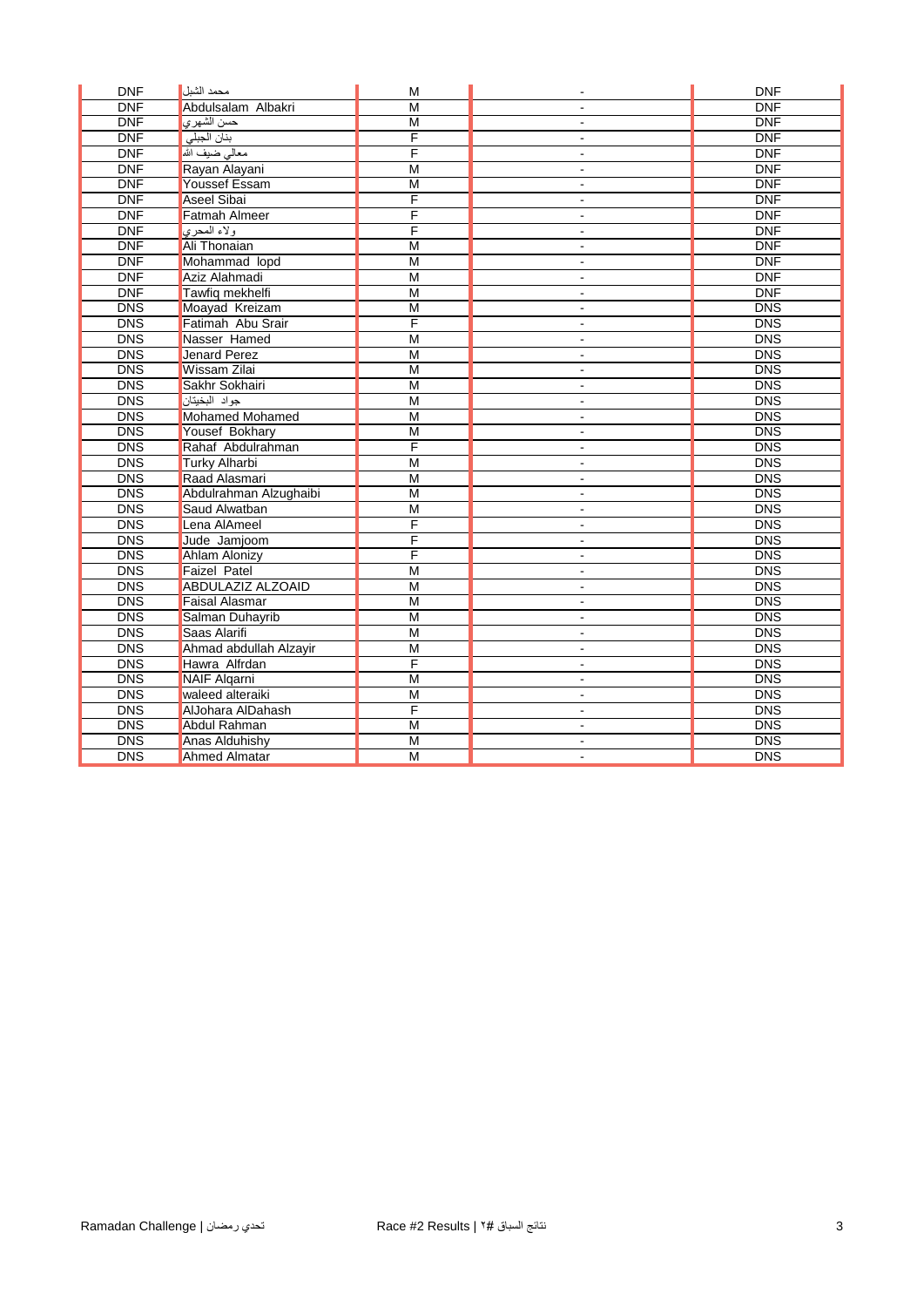| | | | | |
|---|---|---|---|---|
| DNF | محمد الشبل | M | - | DNF |
| DNF | Abdulsalam Albakri | M | - | DNF |
| DNF | حسن الشهري | M | - | DNF |
| DNF | بنان الجبلي | F | - | DNF |
| DNF | معالي ضيف الله | F | - | DNF |
| DNF | Rayan Alayani | M | - | DNF |
| DNF | Youssef Essam | M | - | DNF |
| DNF | Aseel Sibai | F | - | DNF |
| DNF | Fatmah Almeer | F | - | DNF |
| DNF | ولاء المحري | F | - | DNF |
| DNF | Ali Thonaian | M | - | DNF |
| DNF | Mohammad Iopd | M | - | DNF |
| DNF | Aziz Alahmadi | M | - | DNF |
| DNF | Tawfiq mekhelfi | M | - | DNF |
| DNS | Moayad Kreizam | M | - | DNS |
| DNS | Fatimah Abu Srair | F | - | DNS |
| DNS | Nasser Hamed | M | - | DNS |
| DNS | Jenard Perez | M | - | DNS |
| DNS | Wissam Zilai | M | - | DNS |
| DNS | Sakhr Sokhairi | M | - | DNS |
| DNS | جواد البخيتان | M | - | DNS |
| DNS | Mohamed Mohamed | M | - | DNS |
| DNS | Yousef Bokhary | M | - | DNS |
| DNS | Rahaf Abdulrahman | F | - | DNS |
| DNS | Turky Alharbi | M | - | DNS |
| DNS | Raad Alasmari | M | - | DNS |
| DNS | Abdulrahman Alzughaibi | M | - | DNS |
| DNS | Saud Alwatban | M | - | DNS |
| DNS | Lena AlAmeel | F | - | DNS |
| DNS | Jude Jamjoom | F | - | DNS |
| DNS | Ahlam Alonizy | F | - | DNS |
| DNS | Faizel Patel | M | - | DNS |
| DNS | ABDULAZIZ ALZOAID | M | - | DNS |
| DNS | Faisal Alasmar | M | - | DNS |
| DNS | Salman Duhayrib | M | - | DNS |
| DNS | Saas Alarifi | M | - | DNS |
| DNS | Ahmad abdullah Alzayir | M | - | DNS |
| DNS | Hawra Alfrdan | F | - | DNS |
| DNS | NAIF Alqarni | M | - | DNS |
| DNS | waleed alteraiki | M | - | DNS |
| DNS | AlJohara AlDahash | F | - | DNS |
| DNS | Abdul Rahman | M | - | DNS |
| DNS | Anas Alduhishy | M | - | DNS |
| DNS | Ahmed Almatar | M | - | DNS |